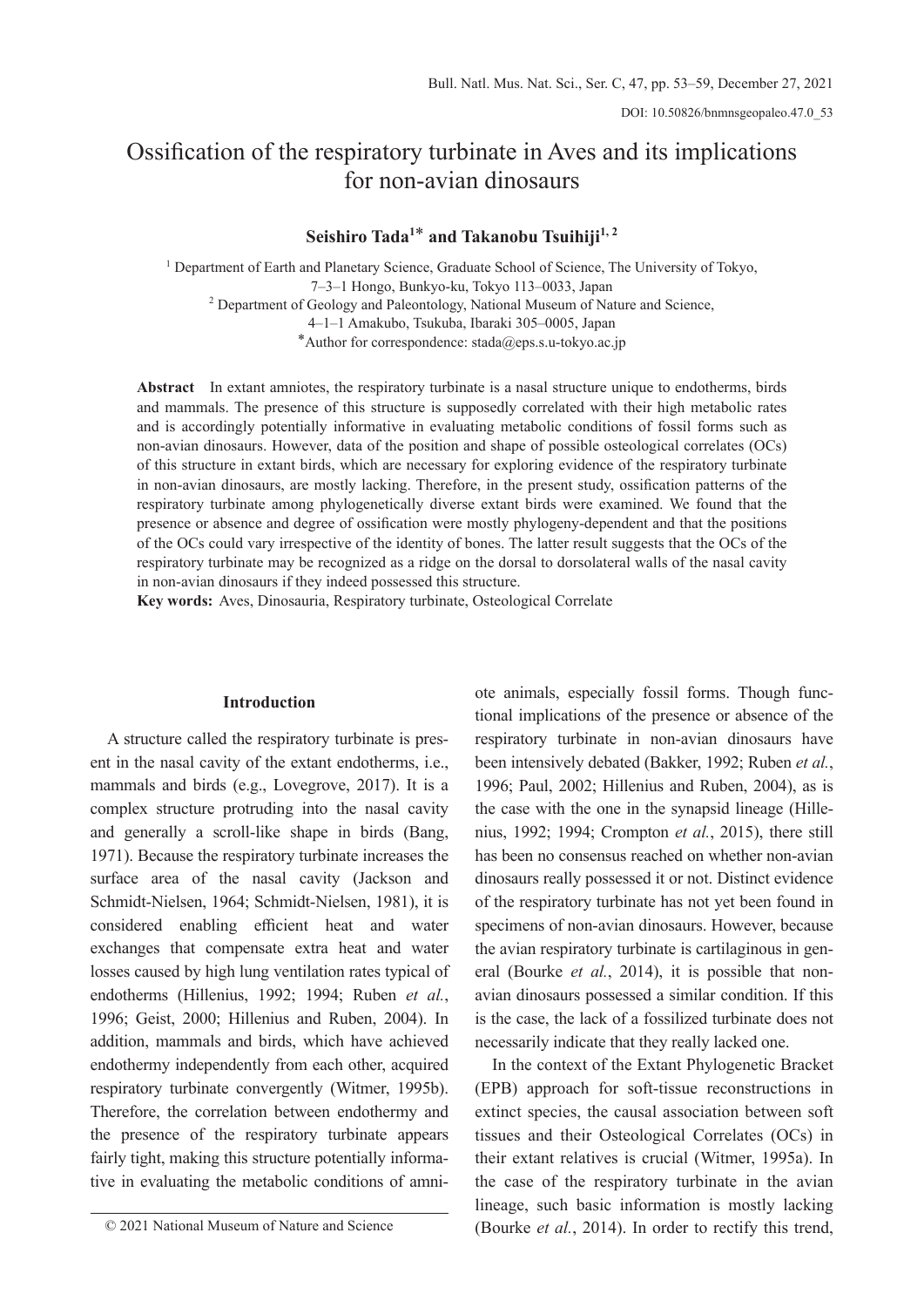# Ossification of the respiratory turbinate in Aves and its implications for non-avian dinosaurs

**Seishiro Tada[1]* and Takanobu Tsuihiji[1, 2]**

[1] Department of Earth and Planetary Science, Graduate School of Science, The University of Tokyo, 7–3–1 Hongo, Bunkyo-ku, Tokyo 113–0033, Japan

[2] Department of Geology and Paleontology, National Museum of Nature and Science, 4–1–1 Amakubo, Tsukuba, Ibaraki 305–0005, Japan

*Author for correspondence: stada@eps.s.u-tokyo.ac.jp

**Abstract** In extant amniotes, the respiratory turbinate is a nasal structure unique to endotherms, birds and mammals. The presence of this structure is supposedly correlated with their high metabolic rates and is accordingly potentially informative in evaluating metabolic conditions of fossil forms such as non-avian dinosaurs. However, data of the position and shape of possible osteological correlates (OCs) of this structure in extant birds, which are necessary for exploring evidence of the respiratory turbinate in non-avian dinosaurs, are mostly lacking. Therefore, in the present study, ossification patterns of the respiratory turbinate among phylogenetically diverse extant birds were examined. We found that the presence or absence and degree of ossification were mostly phylogeny-dependent and that the positions of the OCs could vary irrespective of the identity of bones. The latter result suggests that the OCs of the respiratory turbinate may be recognized as a ridge on the dorsal to dorsolateral walls of the nasal cavity in non-avian dinosaurs if they indeed possessed this structure.

**Key words:** Aves, Dinosauria, Respiratory turbinate, Osteological Correlate

## Introduction

A structure called the respiratory turbinate is present in the nasal cavity of the extant endotherms, i.e., mammals and birds (e.g., Lovegrove, 2017). It is a complex structure protruding into the nasal cavity and generally a scroll-like shape in birds (Bang, 1971). Because the respiratory turbinate increases the surface area of the nasal cavity (Jackson and Schmidt-Nielsen, 1964; Schmidt-Nielsen, 1981), it is considered enabling efficient heat and water exchanges that compensate extra heat and water losses caused by high lung ventilation rates typical of endotherms (Hillenius, 1992; 1994; Ruben *et al.*, 1996; Geist, 2000; Hillenius and Ruben, 2004). In addition, mammals and birds, which have achieved endothermy independently from each other, acquired respiratory turbinate convergently (Witmer, 1995b). Therefore, the correlation between endothermy and the presence of the respiratory turbinate appears fairly tight, making this structure potentially informative in evaluating the metabolic conditions of amniote animals, especially fossil forms. Though functional implications of the presence or absence of the respiratory turbinate in non-avian dinosaurs have been intensively debated (Bakker, 1992; Ruben *et al.*, 1996; Paul, 2002; Hillenius and Ruben, 2004), as is the case with the one in the synapsid lineage (Hillenius, 1992; 1994; Crompton *et al.*, 2015), there still has been no consensus reached on whether non-avian dinosaurs really possessed it or not. Distinct evidence of the respiratory turbinate has not yet been found in specimens of non-avian dinosaurs. However, because the avian respiratory turbinate is cartilaginous in general (Bourke *et al.*, 2014), it is possible that non-avian dinosaurs possessed a similar condition. If this is the case, the lack of a fossilized turbinate does not necessarily indicate that they really lacked one.

In the context of the Extant Phylogenetic Bracket (EPB) approach for soft-tissue reconstructions in extinct species, the causal association between soft tissues and their Osteological Correlates (OCs) in their extant relatives is crucial (Witmer, 1995a). In the case of the respiratory turbinate in the avian lineage, such basic information is mostly lacking (Bourke *et al.*, 2014). In order to rectify this trend,

© 2021 National Museum of Nature and Science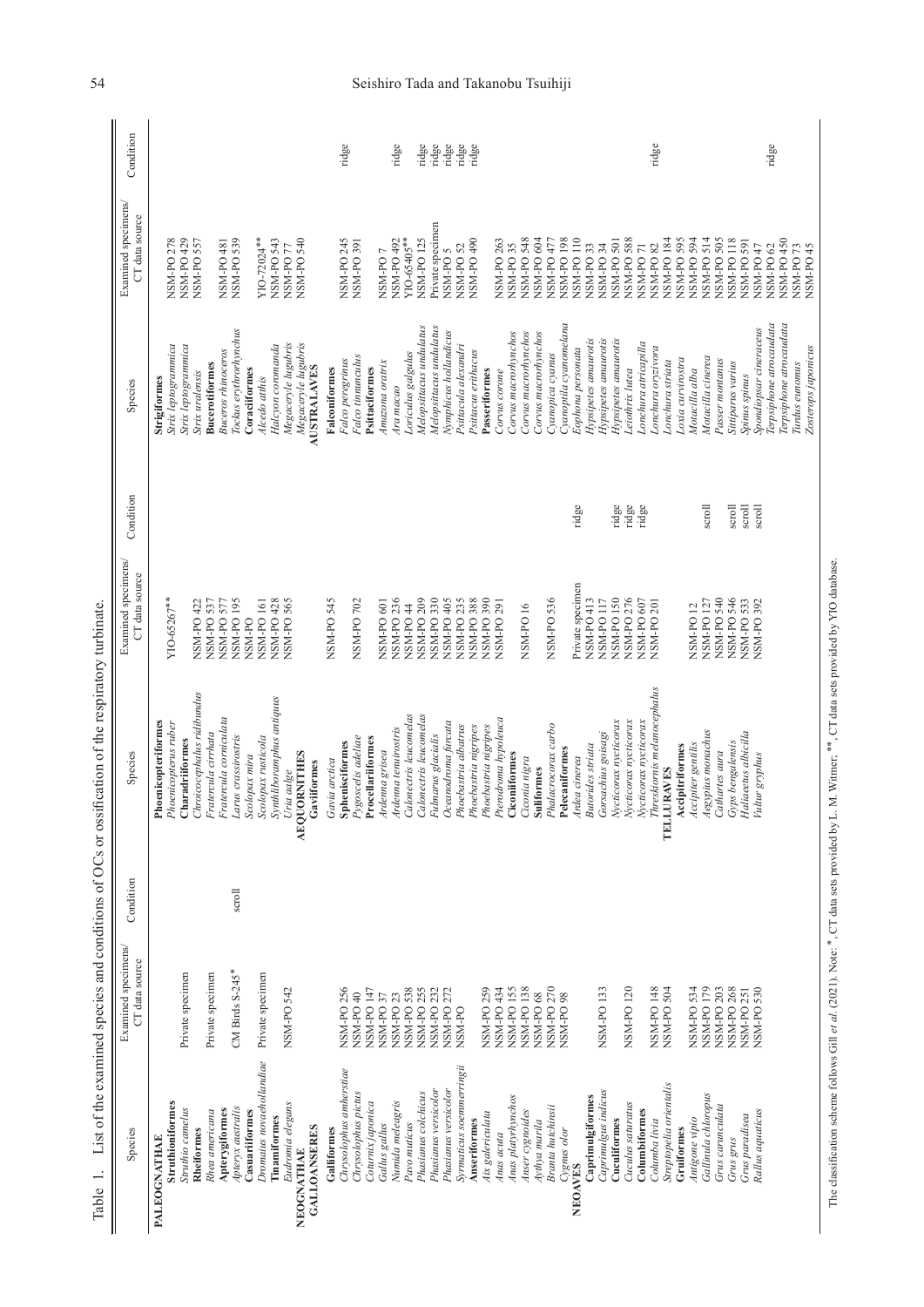Table 1. List of the examined species and conditions of OCs or ossification of the respiratory turbinate.

| Species | Examined specimens/ CT data source | Condition | Species | Examined specimens/ CT data source | Condition | Species | Examined specimens/ CT data source | Condition |
|---|---|---|---|---|---|---|---|---|
| **PALEOGNATHAE** | | | **Phoenicopteriformes** | | | **Strigiformes** | | |
| **Struthioniformes** | | | *Phoenicopterus ruber* | YIO-65267** | | *Strix leptogrammica* | NSM-PO 278 | |
| *Struthio camelus* | Private specimen | | **Charadriiformes** | | | *Strix leptogrammica* | NSM-PO 429 | |
| **Rheiformes** | | | *Chroicocephalus ridibundus* | NSM-PO 422 | | *Strix uralensis* | NSM-PO 557 | |
| *Rhea americana* | Private specimen | | *Fratercula cirrhata* | NSM-PO 537 | | **Bucerotiformes** | | |
| **Apterygiformes** | | | *Fratercula corniculata* | NSM-PO 577 | | *Buceros rhinoceros* | NSM-PO 481 | |
| *Apteryx australis* | CM Birds S-245* | scroll | *Larus crassirostris* | NSM-PO 195 | | *Tockus erythrorhynchus* | NSM-PO 539 | |
| **Casuariiformes** | | | *Scolopax mira* | NSM-PO | | **Coraciiformes** | | |
| *Dromaius novaehollandiae* | Private specimen | | *Scolopax rusticola* | NSM-PO 161 | | *Alcedo atthis* | YIO-72024** | |
| **Tinamiformes** | | | *Synthliboramphus antiquus* | NSM-PO 428 | | *Halcyon coromanda* | NSM-PO 543 | |
| *Eudromia elegans* | NSM-PO 542 | | *Uria aalge* | NSM-PO 565 | | *Megaceryle lugubris* | NSM-PO 77 | |
| **NEOGNATHAE** | | | **AEQUORNITHES** | | | *Megaceryle lugubris* | NSM-PO 540 | |
| **GALLOANSERES** | | | **Gaviiformes** | | | **AUSTRALAVES** | | |
| **Galliformes** | | | *Gavia arctica* | NSM-PO 545 | | **Falconiformes** | | |
| *Chrysolophus amherstiae* | NSM-PO 256 | | **Sphenisciformes** | | | *Falco peregrinus* | NSM-PO 245 | ridge |
| *Chrysolophus pictus* | NSM-PO 40 | | *Pygoscelis adeliae* | NSM-PO 702 | | *Falco tinnunculus* | NSM-PO 391 | |
| *Coturnix japonica* | NSM-PO 147 | | **Procellariiformes** | | | **Psittaciformes** | | |
| *Gallus gallus* | NSM-PO 37 | | *Ardenna grisea* | NSM-PO 601 | | *Amazona oratrix* | NSM-PO 7 | |
| *Numida meleagris* | NSM-PO 23 | | *Ardenna tenuirostris* | NSM-PO 236 | | *Ara macao* | NSM-PO 492 | ridge |
| *Pavo muticus* | NSM-PO 538 | | *Calonectris leucomelas* | NSM-PO 44 | | *Loriculus galgulus* | YIO-65405** | |
| *Phasianus colchicus* | NSM-PO 255 | | *Calonectris leucomelas* | NSM-PO 209 | | *Melopsittacus undulatus* | NSM-PO 125 | ridge |
| *Phasianus versicolor* | NSM-PO 232 | | *Fulmarus glacialis* | NSM-PO 330 | | *Melopsittacus undulatus* | Private specimen | ridge |
| *Phasianus versicolor* | NSM-PO 272 | | *Oceanodroma furcata* | NSM-PO 405 | | *Nymphicus hollandicus* | NSM-PO 5 | ridge |
| *Syrmaticus soemmerringii* | NSM-PO | | *Phoebastria albatrus* | NSM-PO 235 | | *Psittacula alexandri* | NSM-PO 52 | ridge |
| **Anseriformes** | | | *Phoebastria nigripes* | NSM-PO 388 | | *Psittacus erithacus* | NSM-PO 490 | ridge |
| *Aix galericulata* | NSM-PO 259 | | *Phoebastria nigripes* | NSM-PO 390 | | **Passeriformes** | | |
| *Anas acuta* | NSM-PO 434 | | *Pterodroma hypoleuca* | NSM-PO 291 | | *Corvus corone* | NSM-PO 263 | |
| *Anas platyrhynchos* | NSM-PO 155 | | **Ciconiiformes** | | | *Corvus macrorhynchos* | NSM-PO 35 | |
| *Anser cygnoides* | NSM-PO 138 | | *Ciconia nigra* | NSM-PO 16 | | *Corvus macrorhynchos* | NSM-PO 548 | |
| *Aythya marila* | NSM-PO 68 | | **Suliformes** | | | *Corvus macrorhynchos* | NSM-PO 604 | |
| *Branta hutchinsii* | NSM-PO 270 | | *Phalacrocorax carbo* | NSM-PO 536 | | *Cyanopica cyanus* | NSM-PO 477 | |
| *Cygnus olor* | NSM-PO 98 | | **Pelecaniformes** | | | *Cyanoptila cyanomelana* | NSM-PO 198 | |
| **NEOAVES** | | | *Ardea cinerea* | Private specimen | ridge | *Eophona personata* | NSM-PO 110 | |
| **Caprimulgiformes** | | | *Butorides striata* | NSM-PO 413 | | *Hypsipetes amaurotis* | NSM-PO 33 | |
| *Caprimulgus indicus* | NSM-PO 133 | | *Gorsachius goisagi* | NSM-PO 117 | | *Hypsipetes amaurotis* | NSM-PO 34 | |
| **Cuculiformes** | | | *Nycticorax nycticorax* | NSM-PO 150 | ridge | *Hypsipetes amaurotis* | NSM-PO 501 | |
| *Cuculus saturatus* | NSM-PO 120 | | *Nycticorax nycticorax* | NSM-PO 276 | ridge | *Leiothrix lutea* | NSM-PO 588 | |
| **Columbiformes** | | | *Nycticorax nycticorax* | NSM-PO 607 | ridge | *Lonchura atricapilla* | NSM-PO 71 | |
| *Columba livia* | NSM-PO 148 | | *Threskiornis melanocephalus* | NSM-PO 201 | | *Lonchura oryzivora* | NSM-PO 82 | ridge |
| *Streptopelia orientalis* | NSM-PO 504 | | **TELLURAVES** | | | *Lonchura striata* | NSM-PO 184 | |
| **Gruiformes** | | | **Accipitriformes** | | | *Loxia curvirostra* | NSM-PO 595 | |
| *Antigone vipio* | NSM-PO 534 | | *Accipiter gentilis* | NSM-PO 12 | | *Motacilla alba* | NSM-PO 594 | |
| *Gallinula chloropus* | NSM-PO 179 | | *Aegypius monachus* | NSM-PO 127 | scroll | *Motacilla cinerea* | NSM-PO 514 | |
| *Grus carunculata* | NSM-PO 203 | | *Cathartes aura* | NSM-PO 540 | | *Passer montanus* | NSM-PO 505 | |
| *Grus grus* | NSM-PO 268 | | *Gyps bengalensis* | NSM-PO 546 | scroll | *Sittiparus varius* | NSM-PO 118 | |
| *Grus paradisea* | NSM-PO 251 | | *Haliaeetus albicilla* | NSM-PO 533 | scroll | *Spinus spinus* | NSM-PO 591 | |
| *Rallus aquaticus* | NSM-PO 530 | | *Vultur gryphus* | NSM-PO 392 | scroll | *Spondiopsar cineraceus* | NSM-PO 47 | |
| | | | | | | *Terpsiphone atrocaudata* | NSM-PO 62 | ridge |
| | | | | | | *Terpsiphone atrocaudata* | NSM-PO 450 | |
| | | | | | | *Turdus eunomus* | NSM-PO 73 | |
| | | | | | | *Zosterops japonicus* | NSM-PO 45 | |

The classification scheme follows Gill *et al.* (2021). Note: *, CT data sets provided by L. M. Witmer; **, CT data sets provided by YIO database.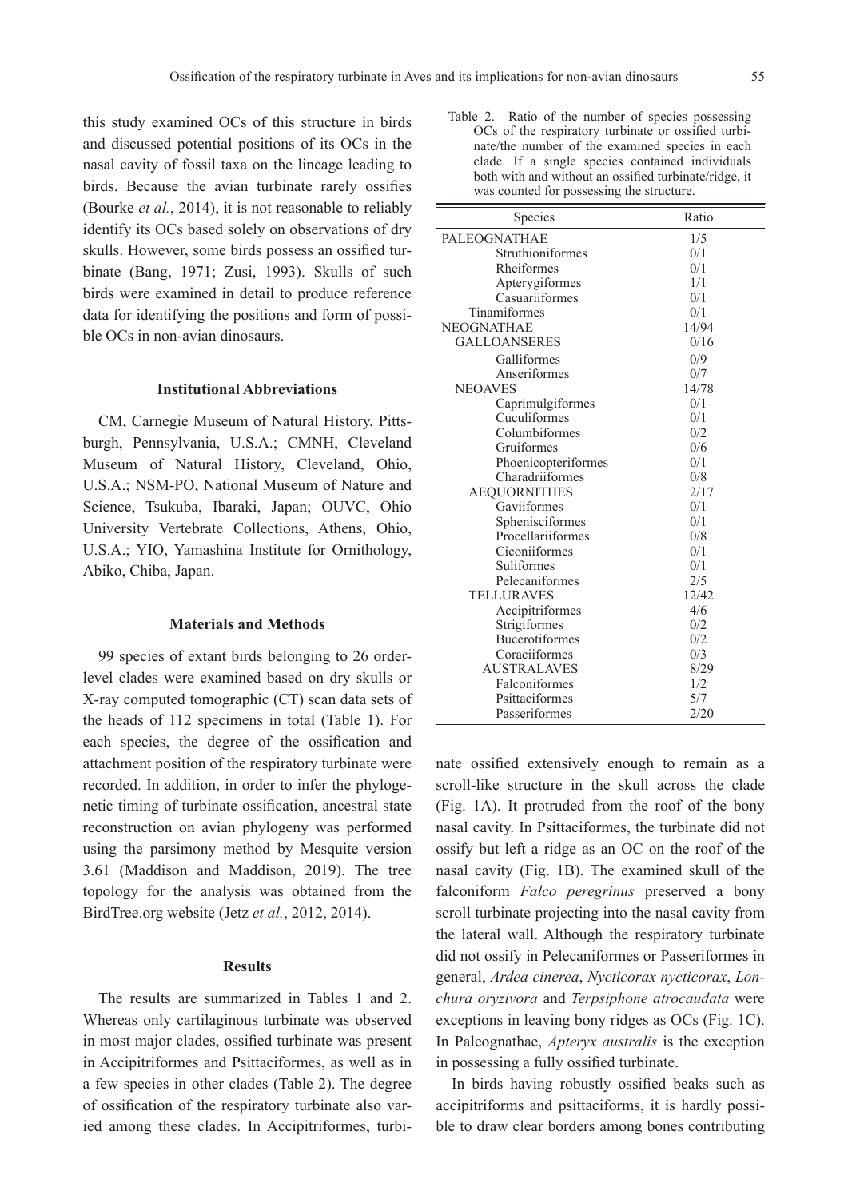this study examined OCs of this structure in birds and discussed potential positions of its OCs in the nasal cavity of fossil taxa on the lineage leading to birds. Because the avian turbinate rarely ossifies (Bourke *et al.*, 2014), it is not reasonable to reliably identify its OCs based solely on observations of dry skulls. However, some birds possess an ossified turbinate (Bang, 1971; Zusi, 1993). Skulls of such birds were examined in detail to produce reference data for identifying the positions and form of possible OCs in non-avian dinosaurs.

### Institutional Abbreviations

CM, Carnegie Museum of Natural History, Pittsburgh, Pennsylvania, U.S.A.; CMNH, Cleveland Museum of Natural History, Cleveland, Ohio, U.S.A.; NSM-PO, National Museum of Nature and Science, Tsukuba, Ibaraki, Japan; OUVC, Ohio University Vertebrate Collections, Athens, Ohio, U.S.A.; YIO, Yamashina Institute for Ornithology, Abiko, Chiba, Japan.

### Materials and Methods

99 species of extant birds belonging to 26 order-level clades were examined based on dry skulls or X-ray computed tomographic (CT) scan data sets of the heads of 112 specimens in total (Table 1). For each species, the degree of the ossification and attachment position of the respiratory turbinate were recorded. In addition, in order to infer the phylogenetic timing of turbinate ossification, ancestral state reconstruction on avian phylogeny was performed using the parsimony method by Mesquite version 3.61 (Maddison and Maddison, 2019). The tree topology for the analysis was obtained from the BirdTree.org website (Jetz *et al.*, 2012, 2014).

### Results

The results are summarized in Tables 1 and 2. Whereas only cartilaginous turbinate was observed in most major clades, ossified turbinate was present in Accipitriformes and Psittaciformes, as well as in a few species in other clades (Table 2). The degree of ossification of the respiratory turbinate also varied among these clades. In Accipitriformes, turbinate ossified extensively enough to remain as a scroll-like structure in the skull across the clade (Fig. 1A). It protruded from the roof of the bony nasal cavity. In Psittaciformes, the turbinate did not ossify but left a ridge as an OC on the roof of the nasal cavity (Fig. 1B). The examined skull of the falconiform *Falco peregrinus* preserved a bony scroll turbinate projecting into the nasal cavity from the lateral wall. Although the respiratory turbinate did not ossify in Pelecaniformes or Passeriformes in general, *Ardea cinerea*, *Nycticorax nycticorax*, *Lonchura oryzivora* and *Terpsiphone atrocaudata* were exceptions in leaving bony ridges as OCs (Fig. 1C). In Paleognathae, *Apteryx australis* is the exception in possessing a fully ossified turbinate.

In birds having robustly ossified beaks such as accipitriforms and psittaciforms, it is hardly possible to draw clear borders among bones contributing

Table 2. Ratio of the number of species possessing OCs of the respiratory turbinate or ossified turbinate/the number of the examined species in each clade. If a single species contained individuals both with and without an ossified turbinate/ridge, it was counted for possessing the structure.

| Species | Ratio |
|---|---|
| PALEOGNATHAE | 1/5 |
| Struthioniformes | 0/1 |
| Rheiformes | 0/1 |
| Apterygiformes | 1/1 |
| Casuariiformes | 0/1 |
| Tinamiformes | 0/1 |
| NEOGNATHAE | 14/94 |
| GALLOANSERES | 0/16 |
| Galliformes | 0/9 |
| Anseriformes | 0/7 |
| NEOAVES | 14/78 |
| Caprimulgiformes | 0/1 |
| Cuculiformes | 0/1 |
| Columbiformes | 0/2 |
| Gruiformes | 0/6 |
| Phoenicopteriformes | 0/1 |
| Charadriiformes | 0/8 |
| AEQUORNITHES | 2/17 |
| Gaviiformes | 0/1 |
| Sphenisciformes | 0/1 |
| Procellariiformes | 0/8 |
| Ciconiiformes | 0/1 |
| Suliformes | 0/1 |
| Pelecaniformes | 2/5 |
| TELLURAVES | 12/42 |
| Accipitriformes | 4/6 |
| Strigiformes | 0/2 |
| Bucerotiformes | 0/2 |
| Coraciiformes | 0/3 |
| AUSTRALAVES | 8/29 |
| Falconiformes | 1/2 |
| Psittaciformes | 5/7 |
| Passeriformes | 2/20 |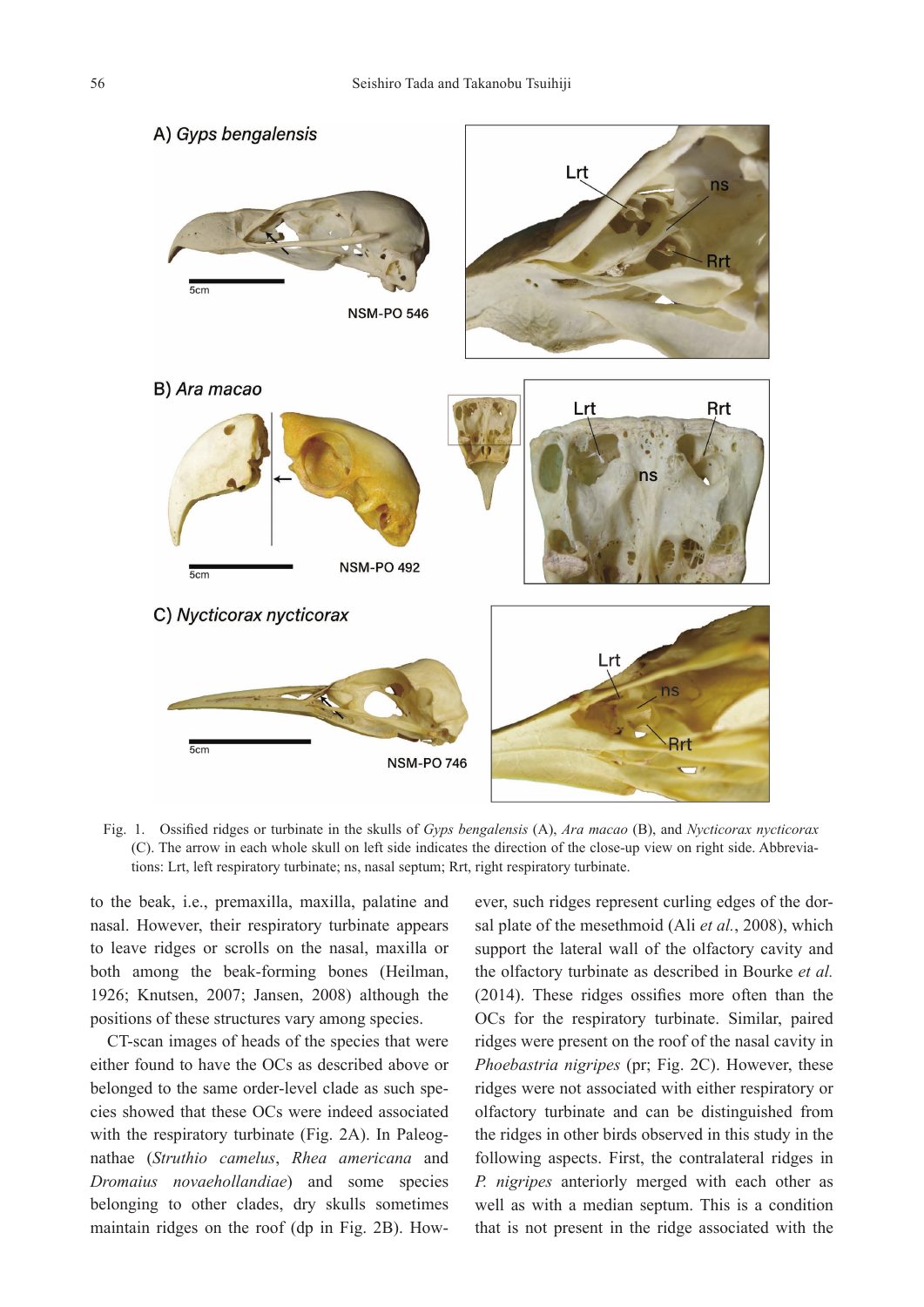Fig. 1. Ossified ridges or turbinate in the skulls of *Gyps bengalensis* (A), *Ara macao* (B), and *Nycticorax nycticorax* (C). The arrow in each whole skull on left side indicates the direction of the close-up view on right side. Abbreviations: Lrt, left respiratory turbinate; ns, nasal septum; Rrt, right respiratory turbinate.

to the beak, i.e., premaxilla, maxilla, palatine and nasal. However, their respiratory turbinate appears to leave ridges or scrolls on the nasal, maxilla or both among the beak-forming bones (Heilman, 1926; Knutsen, 2007; Jansen, 2008) although the positions of these structures vary among species.

CT-scan images of heads of the species that were either found to have the OCs as described above or belonged to the same order-level clade as such species showed that these OCs were indeed associated with the respiratory turbinate (Fig. 2A). In Paleognathae (*Struthio camelus*, *Rhea americana* and *Dromaius novaehollandiae*) and some species belonging to other clades, dry skulls sometimes maintain ridges on the roof (dp in Fig. 2B). However, such ridges represent curling edges of the dorsal plate of the mesethmoid (Ali *et al.*, 2008), which support the lateral wall of the olfactory cavity and the olfactory turbinate as described in Bourke *et al.* (2014). These ridges ossifies more often than the OCs for the respiratory turbinate. Similar, paired ridges were present on the roof of the nasal cavity in *Phoebastria nigripes* (pr; Fig. 2C). However, these ridges were not associated with either respiratory or olfactory turbinate and can be distinguished from the ridges in other birds observed in this study in the following aspects. First, the contralateral ridges in *P. nigripes* anteriorly merged with each other as well as with a median septum. This is a condition that is not present in the ridge associated with the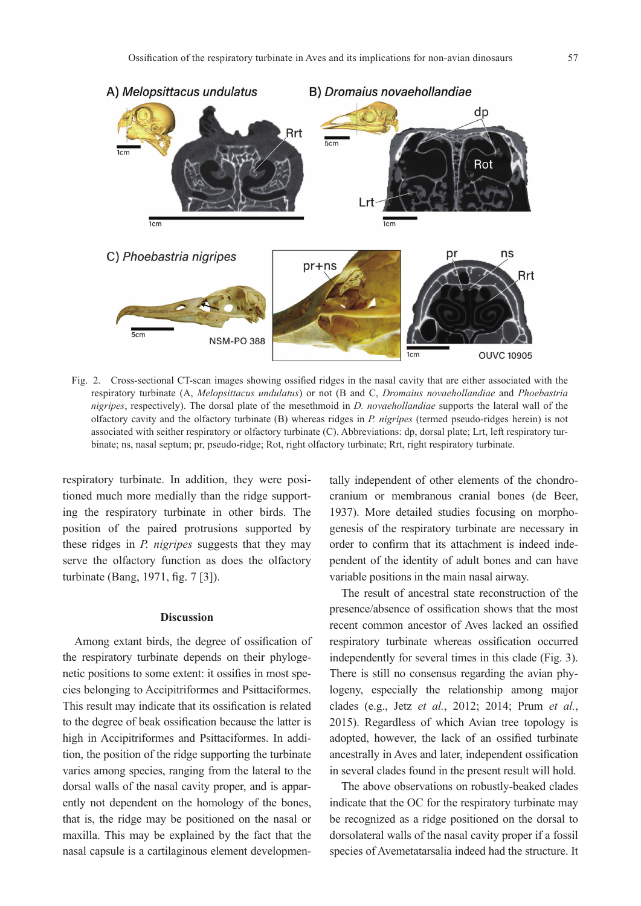Fig. 2. Cross-sectional CT-scan images showing ossified ridges in the nasal cavity that are either associated with the respiratory turbinate (A, *Melopsittacus undulatus*) or not (B and C, *Dromaius novaehollandiae* and *Phoebastria nigripes*, respectively). The dorsal plate of the mesethmoid in *D. novaehollandiae* supports the lateral wall of the olfactory cavity and the olfactory turbinate (B) whereas ridges in *P. nigripes* (termed pseudo-ridges herein) is not associated with seither respiratory or olfactory turbinate (C). Abbreviations: dp, dorsal plate; Lrt, left respiratory turbinate; ns, nasal septum; pr, pseudo-ridge; Rot, right olfactory turbinate; Rrt, right respiratory turbinate.

respiratory turbinate. In addition, they were positioned much more medially than the ridge supporting the respiratory turbinate in other birds. The position of the paired protrusions supported by these ridges in *P. nigripes* suggests that they may serve the olfactory function as does the olfactory turbinate (Bang, 1971, fig. 7 [3]).

## Discussion

Among extant birds, the degree of ossification of the respiratory turbinate depends on their phylogenetic positions to some extent: it ossifies in most species belonging to Accipitriformes and Psittaciformes. This result may indicate that its ossification is related to the degree of beak ossification because the latter is high in Accipitriformes and Psittaciformes. In addition, the position of the ridge supporting the turbinate varies among species, ranging from the lateral to the dorsal walls of the nasal cavity proper, and is apparently not dependent on the homology of the bones, that is, the ridge may be positioned on the nasal or maxilla. This may be explained by the fact that the nasal capsule is a cartilaginous element developmentally independent of other elements of the chondrocranium or membranous cranial bones (de Beer, 1937). More detailed studies focusing on morphogenesis of the respiratory turbinate are necessary in order to confirm that its attachment is indeed independent of the identity of adult bones and can have variable positions in the main nasal airway.

The result of ancestral state reconstruction of the presence/absence of ossification shows that the most recent common ancestor of Aves lacked an ossified respiratory turbinate whereas ossification occurred independently for several times in this clade (Fig. 3). There is still no consensus regarding the avian phylogeny, especially the relationship among major clades (e.g., Jetz *et al.*, 2012; 2014; Prum *et al.*, 2015). Regardless of which Avian tree topology is adopted, however, the lack of an ossified turbinate ancestrally in Aves and later, independent ossification in several clades found in the present result will hold.

The above observations on robustly-beaked clades indicate that the OC for the respiratory turbinate may be recognized as a ridge positioned on the dorsal to dorsolateral walls of the nasal cavity proper if a fossil species of Avemetatarsalia indeed had the structure. It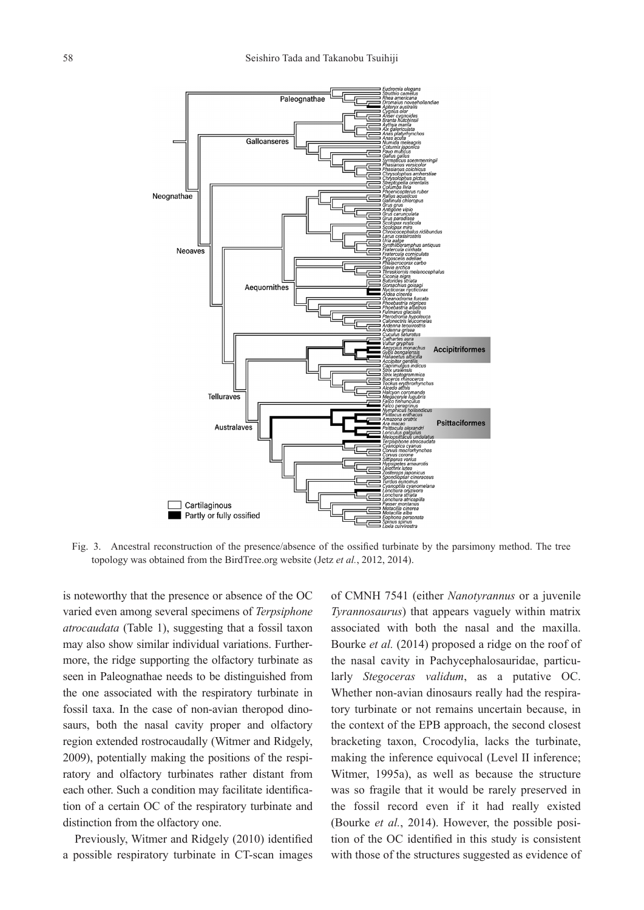Fig. 3. Ancestral reconstruction of the presence/absence of the ossified turbinate by the parsimony method. The tree topology was obtained from the BirdTree.org website (Jetz *et al.*, 2012, 2014).

is noteworthy that the presence or absence of the OC varied even among several specimens of *Terpsiphone atrocaudata* (Table 1), suggesting that a fossil taxon may also show similar individual variations. Furthermore, the ridge supporting the olfactory turbinate as seen in Paleognathae needs to be distinguished from the one associated with the respiratory turbinate in fossil taxa. In the case of non-avian theropod dinosaurs, both the nasal cavity proper and olfactory region extended rostrocaudally (Witmer and Ridgely, 2009), potentially making the positions of the respiratory and olfactory turbinates rather distant from each other. Such a condition may facilitate identification of a certain OC of the respiratory turbinate and distinction from the olfactory one.

Previously, Witmer and Ridgely (2010) identified a possible respiratory turbinate in CT-scan images of CMNH 7541 (either *Nanotyrannus* or a juvenile *Tyrannosaurus*) that appears vaguely within matrix associated with both the nasal and the maxilla. Bourke *et al.* (2014) proposed a ridge on the roof of the nasal cavity in Pachycephalosauridae, particularly *Stegoceras validum*, as a putative OC. Whether non-avian dinosaurs really had the respiratory turbinate or not remains uncertain because, in the context of the EPB approach, the second closest bracketing taxon, Crocodylia, lacks the turbinate, making the inference equivocal (Level II inference; Witmer, 1995a), as well as because the structure was so fragile that it would be rarely preserved in the fossil record even if it had really existed (Bourke *et al.*, 2014). However, the possible position of the OC identified in this study is consistent with those of the structures suggested as evidence of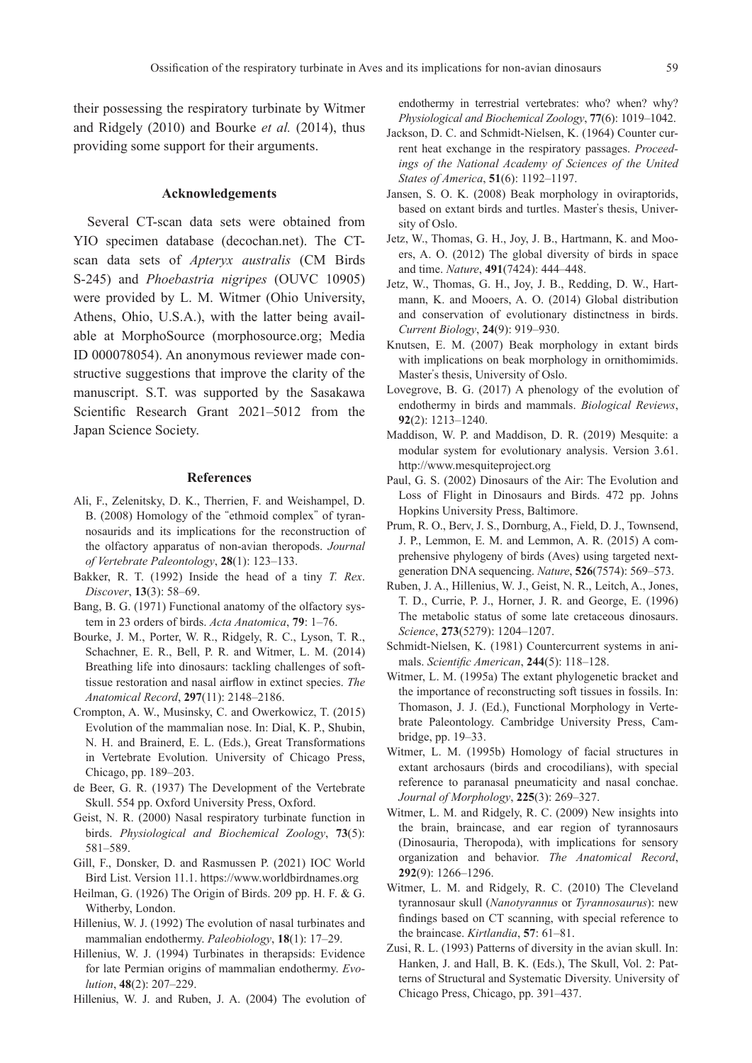their possessing the respiratory turbinate by Witmer and Ridgely (2010) and Bourke *et al.* (2014), thus providing some support for their arguments.

## Acknowledgements

Several CT-scan data sets were obtained from YIO specimen database (decochan.net). The CT-scan data sets of *Apteryx australis* (CM Birds S-245) and *Phoebastria nigripes* (OUVC 10905) were provided by L. M. Witmer (Ohio University, Athens, Ohio, U.S.A.), with the latter being available at MorphoSource (morphosource.org; Media ID 000078054). An anonymous reviewer made constructive suggestions that improve the clarity of the manuscript. S.T. was supported by the Sasakawa Scientific Research Grant 2021–5012 from the Japan Science Society.

## References

Ali, F., Zelenitsky, D. K., Therrien, F. and Weishampel, D. B. (2008) Homology of the "ethmoid complex" of tyrannosaurids and its implications for the reconstruction of the olfactory apparatus of non-avian theropods. *Journal of Vertebrate Paleontology*, **28**(1): 123–133.

Bakker, R. T. (1992) Inside the head of a tiny *T. Rex*. *Discover*, **13**(3): 58–69.

Bang, B. G. (1971) Functional anatomy of the olfactory system in 23 orders of birds. *Acta Anatomica*, **79**: 1–76.

Bourke, J. M., Porter, W. R., Ridgely, R. C., Lyson, T. R., Schachner, E. R., Bell, P. R. and Witmer, L. M. (2014) Breathing life into dinosaurs: tackling challenges of soft-tissue restoration and nasal airflow in extinct species. *The Anatomical Record*, **297**(11): 2148–2186.

Crompton, A. W., Musinsky, C. and Owerkowicz, T. (2015) Evolution of the mammalian nose. In: Dial, K. P., Shubin, N. H. and Brainerd, E. L. (Eds.), Great Transformations in Vertebrate Evolution. University of Chicago Press, Chicago, pp. 189–203.

de Beer, G. R. (1937) The Development of the Vertebrate Skull. 554 pp. Oxford University Press, Oxford.

Geist, N. R. (2000) Nasal respiratory turbinate function in birds. *Physiological and Biochemical Zoology*, **73**(5): 581–589.

Gill, F., Donsker, D. and Rasmussen P. (2021) IOC World Bird List. Version 11.1. https://www.worldbirdnames.org

Heilman, G. (1926) The Origin of Birds. 209 pp. H. F. & G. Witherby, London.

Hillenius, W. J. (1992) The evolution of nasal turbinates and mammalian endothermy. *Paleobiology*, **18**(1): 17–29.

Hillenius, W. J. (1994) Turbinates in therapsids: Evidence for late Permian origins of mammalian endothermy. *Evolution*, **48**(2): 207–229.

Hillenius, W. J. and Ruben, J. A. (2004) The evolution of endothermy in terrestrial vertebrates: who? when? why? *Physiological and Biochemical Zoology*, **77**(6): 1019–1042.

Jackson, D. C. and Schmidt-Nielsen, K. (1964) Counter current heat exchange in the respiratory passages. *Proceedings of the National Academy of Sciences of the United States of America*, **51**(6): 1192–1197.

Jansen, S. O. K. (2008) Beak morphology in oviraptorids, based on extant birds and turtles. Master's thesis, University of Oslo.

Jetz, W., Thomas, G. H., Joy, J. B., Hartmann, K. and Mooers, A. O. (2012) The global diversity of birds in space and time. *Nature*, **491**(7424): 444–448.

Jetz, W., Thomas, G. H., Joy, J. B., Redding, D. W., Hartmann, K. and Mooers, A. O. (2014) Global distribution and conservation of evolutionary distinctness in birds. *Current Biology*, **24**(9): 919–930.

Knutsen, E. M. (2007) Beak morphology in extant birds with implications on beak morphology in ornithomimids. Master's thesis, University of Oslo.

Lovegrove, B. G. (2017) A phenology of the evolution of endothermy in birds and mammals. *Biological Reviews*, **92**(2): 1213–1240.

Maddison, W. P. and Maddison, D. R. (2019) Mesquite: a modular system for evolutionary analysis. Version 3.61. http://www.mesquiteproject.org

Paul, G. S. (2002) Dinosaurs of the Air: The Evolution and Loss of Flight in Dinosaurs and Birds. 472 pp. Johns Hopkins University Press, Baltimore.

Prum, R. O., Berv, J. S., Dornburg, A., Field, D. J., Townsend, J. P., Lemmon, E. M. and Lemmon, A. R. (2015) A comprehensive phylogeny of birds (Aves) using targeted next-generation DNA sequencing. *Nature*, **526**(7574): 569–573.

Ruben, J. A., Hillenius, W. J., Geist, N. R., Leitch, A., Jones, T. D., Currie, P. J., Horner, J. R. and George, E. (1996) The metabolic status of some late cretaceous dinosaurs. *Science*, **273**(5279): 1204–1207.

Schmidt-Nielsen, K. (1981) Countercurrent systems in animals. *Scientific American*, **244**(5): 118–128.

Witmer, L. M. (1995a) The extant phylogenetic bracket and the importance of reconstructing soft tissues in fossils. In: Thomason, J. J. (Ed.), Functional Morphology in Vertebrate Paleontology. Cambridge University Press, Cambridge, pp. 19–33.

Witmer, L. M. (1995b) Homology of facial structures in extant archosaurs (birds and crocodilians), with special reference to paranasal pneumaticity and nasal conchae. *Journal of Morphology*, **225**(3): 269–327.

Witmer, L. M. and Ridgely, R. C. (2009) New insights into the brain, braincase, and ear region of tyrannosaurs (Dinosauria, Theropoda), with implications for sensory organization and behavior. *The Anatomical Record*, **292**(9): 1266–1296.

Witmer, L. M. and Ridgely, R. C. (2010) The Cleveland tyrannosaur skull (*Nanotyrannus* or *Tyrannosaurus*): new findings based on CT scanning, with special reference to the braincase. *Kirtlandia*, **57**: 61–81.

Zusi, R. L. (1993) Patterns of diversity in the avian skull. In: Hanken, J. and Hall, B. K. (Eds.), The Skull, Vol. 2: Patterns of Structural and Systematic Diversity. University of Chicago Press, Chicago, pp. 391–437.